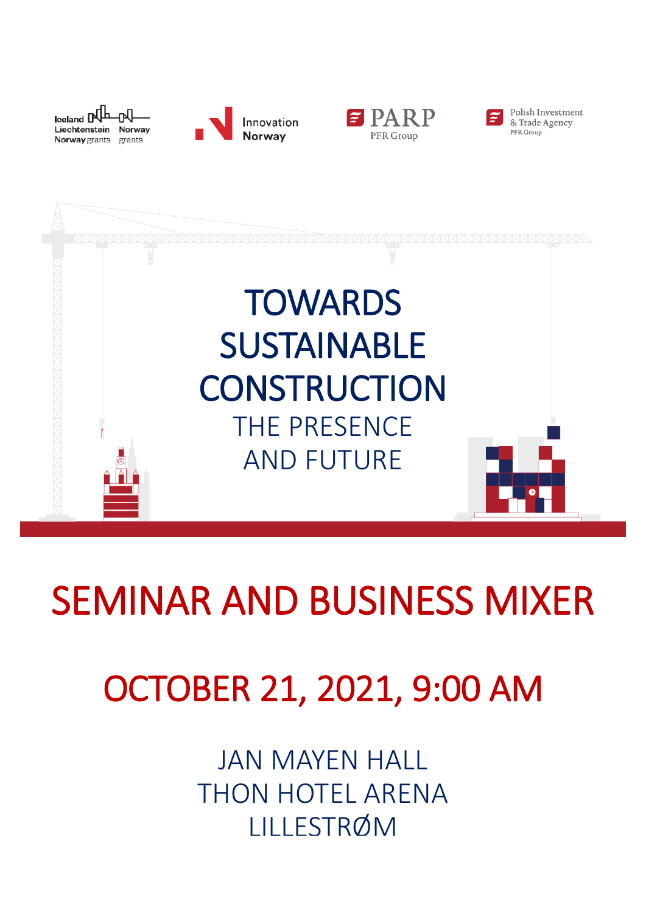Iceland Liechtenstein Norway grants | Norway grants

Innovation Norway

PARP PFR Group

Polish Investment & Trade Agency PFR Group

# TOWARDS SUSTAINABLE CONSTRUCTION

THE PRESENCE AND FUTURE

## SEMINAR AND BUSINESS MIXER

## OCTOBER 21, 2021, 9:00 AM

JAN MAYEN HALL
THON HOTEL ARENA
LILLESTRØM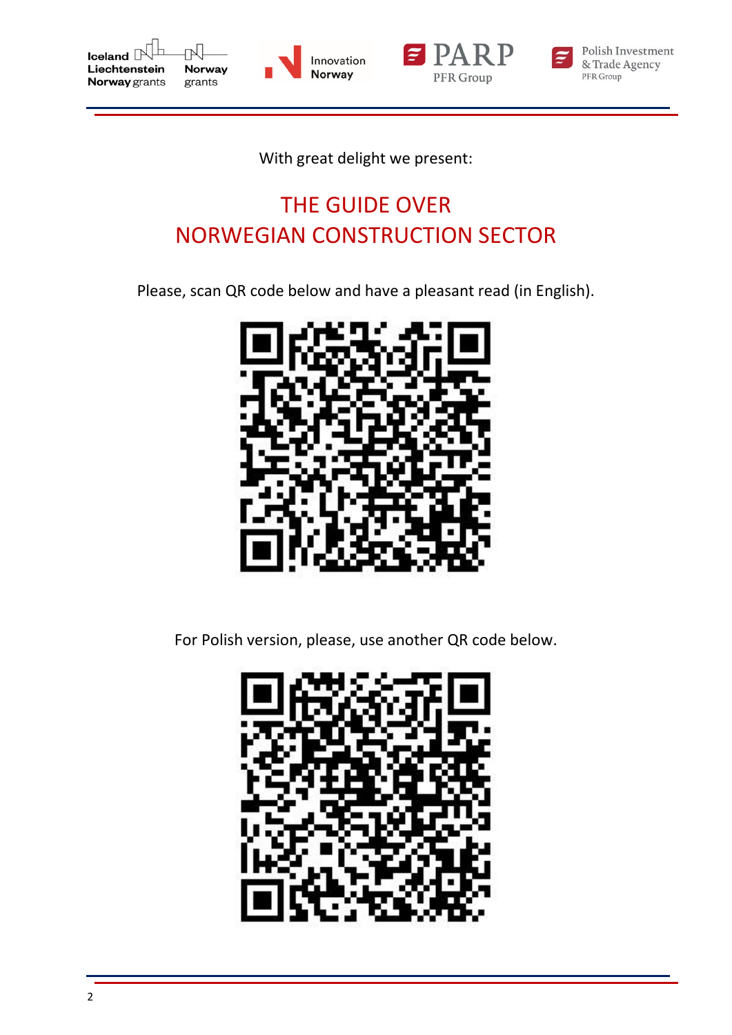With great delight we present:

# THE GUIDE OVER NORWEGIAN CONSTRUCTION SECTOR

Please, scan QR code below and have a pleasant read (in English).

For Polish version, please, use another QR code below.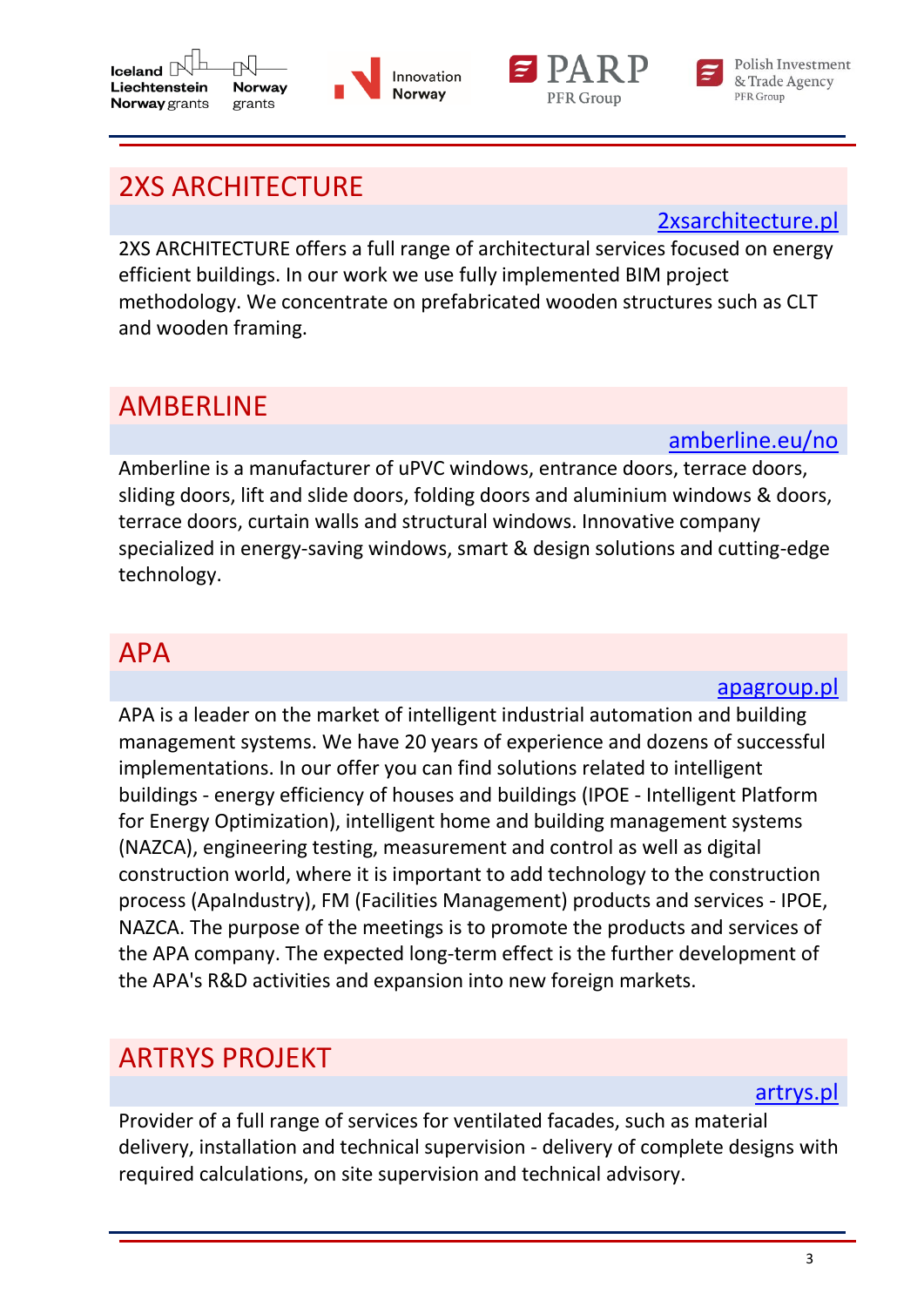## 2XS ARCHITECTURE

[2xsarchitecture.pl](2xsarchitecture.pl)

2XS ARCHITECTURE offers a full range of architectural services focused on energy efficient buildings. In our work we use fully implemented BIM project methodology. We concentrate on prefabricated wooden structures such as CLT and wooden framing.

## AMBERLINE

[amberline.eu/no](amberline.eu/no)

Amberline is a manufacturer of uPVC windows, entrance doors, terrace doors, sliding doors, lift and slide doors, folding doors and aluminium windows & doors, terrace doors, curtain walls and structural windows. Innovative company specialized in energy-saving windows, smart & design solutions and cutting-edge technology.

## APA

[apagroup.pl](apagroup.pl)

APA is a leader on the market of intelligent industrial automation and building management systems. We have 20 years of experience and dozens of successful implementations. In our offer you can find solutions related to intelligent buildings - energy efficiency of houses and buildings (IPOE - Intelligent Platform for Energy Optimization), intelligent home and building management systems (NAZCA), engineering testing, measurement and control as well as digital construction world, where it is important to add technology to the construction process (ApaIndustry), FM (Facilities Management) products and services - IPOE, NAZCA. The purpose of the meetings is to promote the products and services of the APA company. The expected long-term effect is the further development of the APA's R&D activities and expansion into new foreign markets.

## ARTRYS PROJEKT

[artrys.pl](artrys.pl)

Provider of a full range of services for ventilated facades, such as material delivery, installation and technical supervision - delivery of complete designs with required calculations, on site supervision and technical advisory.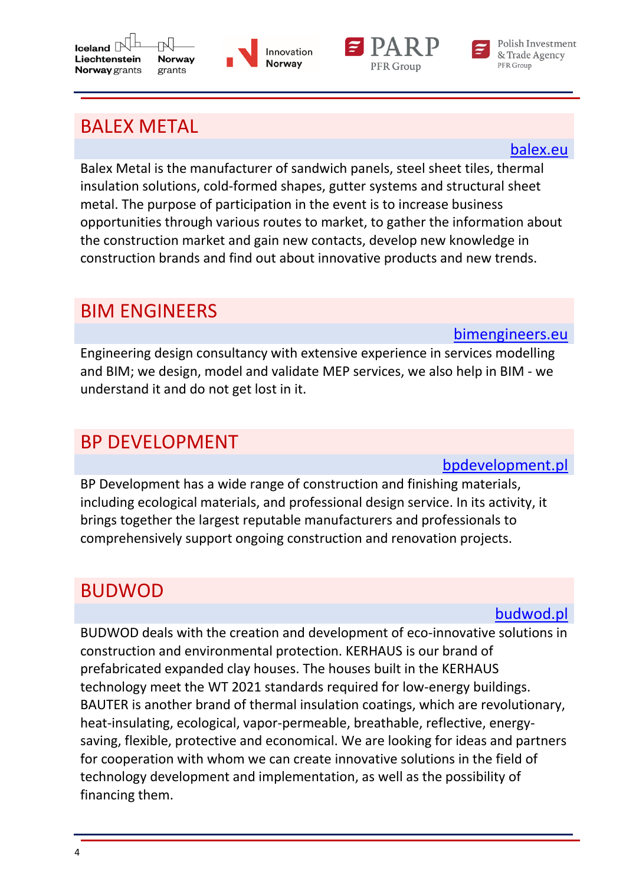## BALEX METAL

balex.eu

Balex Metal is the manufacturer of sandwich panels, steel sheet tiles, thermal insulation solutions, cold-formed shapes, gutter systems and structural sheet metal. The purpose of participation in the event is to increase business opportunities through various routes to market, to gather the information about the construction market and gain new contacts, develop new knowledge in construction brands and find out about innovative products and new trends.

## BIM ENGINEERS

bimengineers.eu

Engineering design consultancy with extensive experience in services modelling and BIM; we design, model and validate MEP services, we also help in BIM - we understand it and do not get lost in it.

## BP DEVELOPMENT

bpdevelopment.pl

BP Development has a wide range of construction and finishing materials, including ecological materials, and professional design service. In its activity, it brings together the largest reputable manufacturers and professionals to comprehensively support ongoing construction and renovation projects.

## BUDWOD

budwod.pl

BUDWOD deals with the creation and development of eco-innovative solutions in construction and environmental protection. KERHAUS is our brand of prefabricated expanded clay houses. The houses built in the KERHAUS technology meet the WT 2021 standards required for low-energy buildings. BAUTER is another brand of thermal insulation coatings, which are revolutionary, heat-insulating, ecological, vapor-permeable, breathable, reflective, energy-saving, flexible, protective and economical. We are looking for ideas and partners for cooperation with whom we can create innovative solutions in the field of technology development and implementation, as well as the possibility of financing them.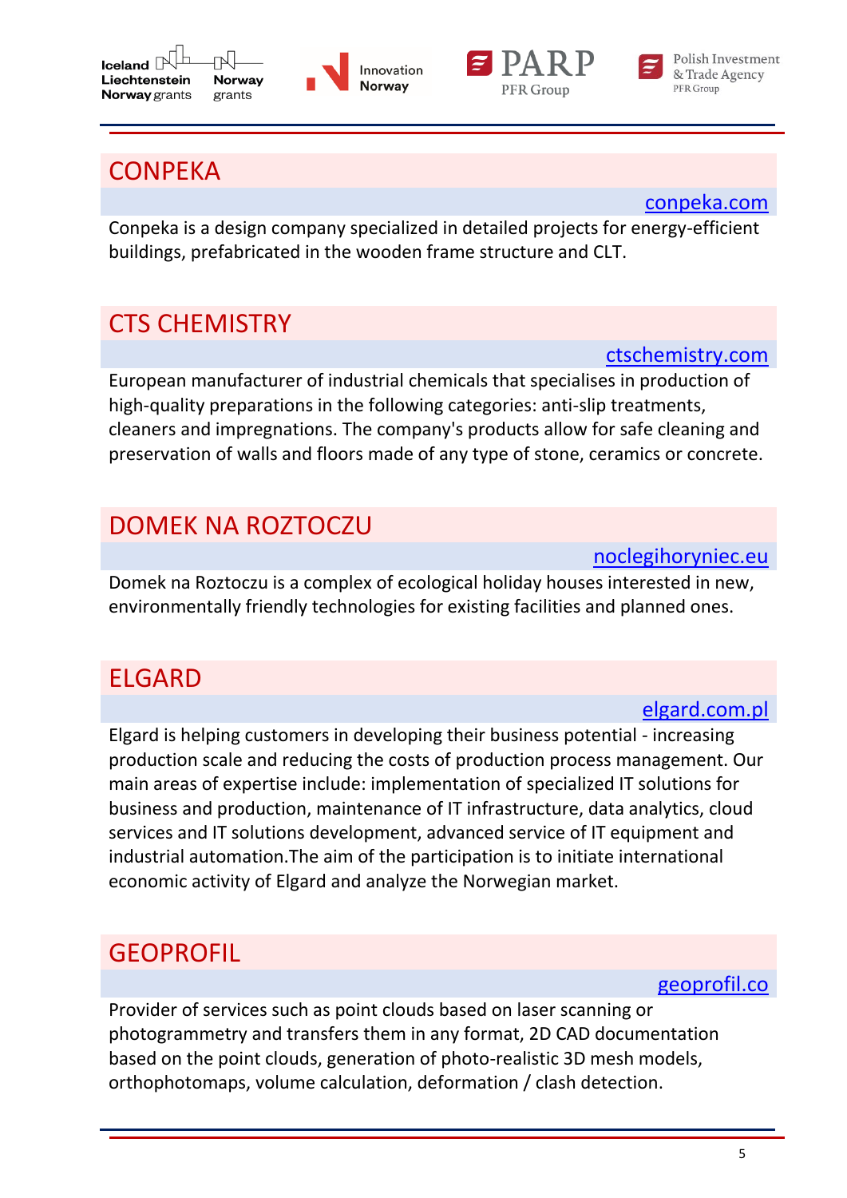## CONPEKA

conpeka.com

Conpeka is a design company specialized in detailed projects for energy-efficient buildings, prefabricated in the wooden frame structure and CLT.

## CTS CHEMISTRY

ctschemistry.com

European manufacturer of industrial chemicals that specialises in production of high-quality preparations in the following categories: anti-slip treatments, cleaners and impregnations. The company's products allow for safe cleaning and preservation of walls and floors made of any type of stone, ceramics or concrete.

## DOMEK NA ROZTOCZU

noclegihoryniec.eu

Domek na Roztoczu is a complex of ecological holiday houses interested in new, environmentally friendly technologies for existing facilities and planned ones.

## ELGARD

elgard.com.pl

Elgard is helping customers in developing their business potential - increasing production scale and reducing the costs of production process management. Our main areas of expertise include: implementation of specialized IT solutions for business and production, maintenance of IT infrastructure, data analytics, cloud services and IT solutions development, advanced service of IT equipment and industrial automation.The aim of the participation is to initiate international economic activity of Elgard and analyze the Norwegian market.

## GEOPROFIL

geoprofil.co

Provider of services such as point clouds based on laser scanning or photogrammetry and transfers them in any format, 2D CAD documentation based on the point clouds, generation of photo-realistic 3D mesh models, orthophotomaps, volume calculation, deformation / clash detection.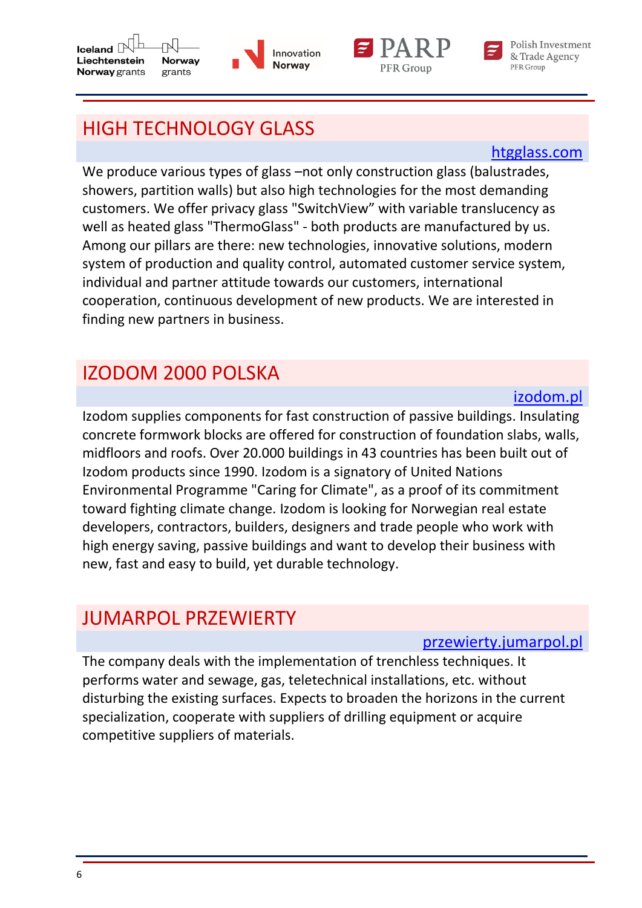## HIGH TECHNOLOGY GLASS

htgglass.com

We produce various types of glass –not only construction glass (balustrades, showers, partition walls) but also high technologies for the most demanding customers. We offer privacy glass "SwitchView" with variable translucency as well as heated glass "ThermoGlass" - both products are manufactured by us. Among our pillars are there: new technologies, innovative solutions, modern system of production and quality control, automated customer service system, individual and partner attitude towards our customers, international cooperation, continuous development of new products. We are interested in finding new partners in business.

## IZODOM 2000 POLSKA

izodom.pl

Izodom supplies components for fast construction of passive buildings. Insulating concrete formwork blocks are offered for construction of foundation slabs, walls, midfloors and roofs. Over 20.000 buildings in 43 countries has been built out of Izodom products since 1990. Izodom is a signatory of United Nations Environmental Programme "Caring for Climate", as a proof of its commitment toward fighting climate change. Izodom is looking for Norwegian real estate developers, contractors, builders, designers and trade people who work with high energy saving, passive buildings and want to develop their business with new, fast and easy to build, yet durable technology.

## JUMARPOL PRZEWIERTY

przewierty.jumarpol.pl

The company deals with the implementation of trenchless techniques. It performs water and sewage, gas, teletechnical installations, etc. without disturbing the existing surfaces. Expects to broaden the horizons in the current specialization, cooperate with suppliers of drilling equipment or acquire competitive suppliers of materials.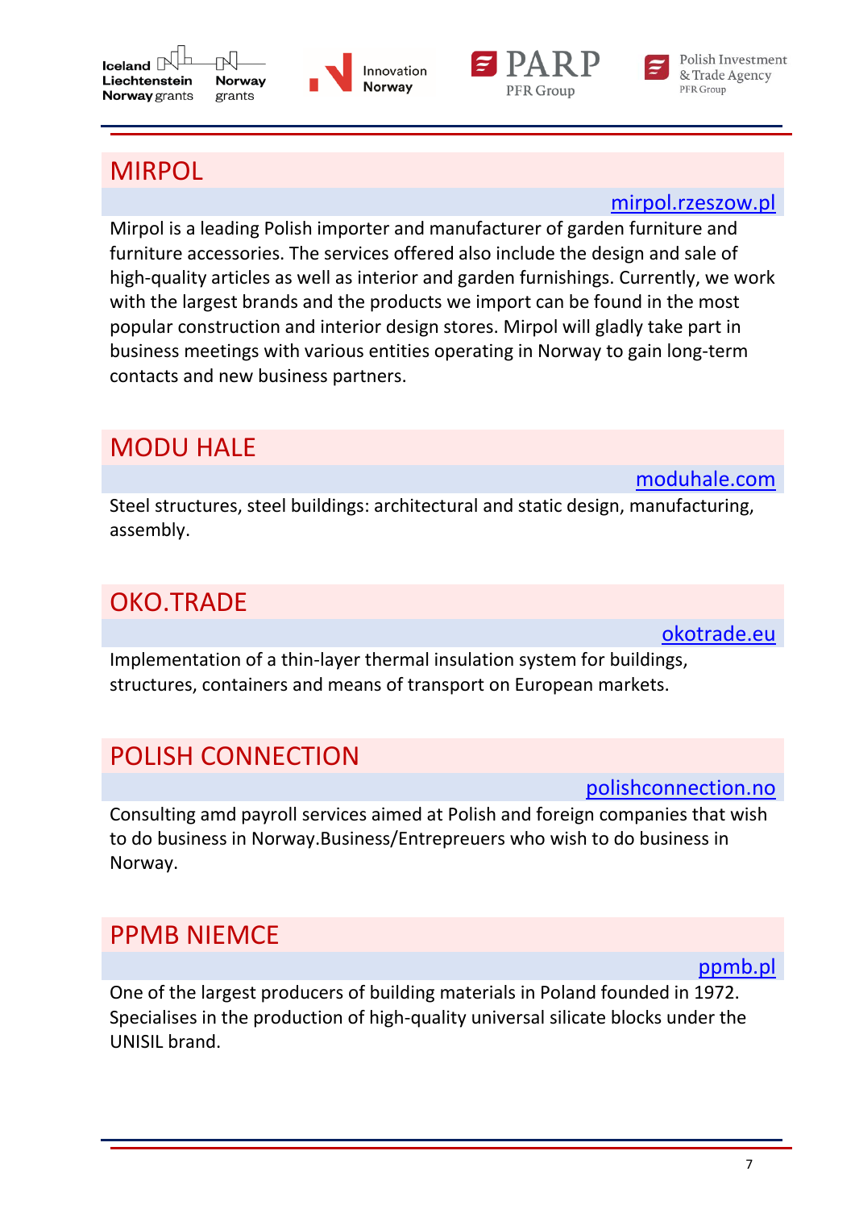## MIRPOL

mirpol.rzeszow.pl

Mirpol is a leading Polish importer and manufacturer of garden furniture and furniture accessories. The services offered also include the design and sale of high-quality articles as well as interior and garden furnishings. Currently, we work with the largest brands and the products we import can be found in the most popular construction and interior design stores. Mirpol will gladly take part in business meetings with various entities operating in Norway to gain long-term contacts and new business partners.

## MODU HALE

moduhale.com

Steel structures, steel buildings: architectural and static design, manufacturing, assembly.

## OKO.TRADE

okotrade.eu

Implementation of a thin-layer thermal insulation system for buildings, structures, containers and means of transport on European markets.

## POLISH CONNECTION

polishconnection.no

Consulting amd payroll services aimed at Polish and foreign companies that wish to do business in Norway.Business/Entrepreuers who wish to do business in Norway.

## PPMB NIEMCE

ppmb.pl

One of the largest producers of building materials in Poland founded in 1972. Specialises in the production of high-quality universal silicate blocks under the UNISIL brand.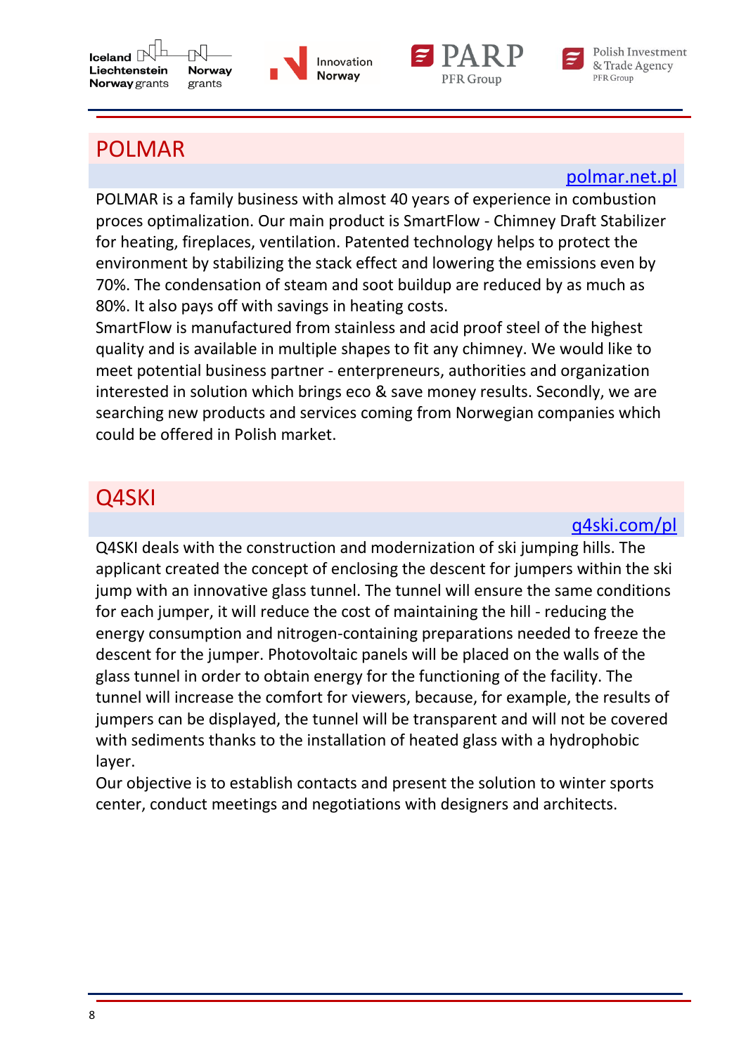## POLMAR

polmar.net.pl

POLMAR is a family business with almost 40 years of experience in combustion proces optimalization. Our main product is SmartFlow - Chimney Draft Stabilizer for heating, fireplaces, ventilation. Patented technology helps to protect the environment by stabilizing the stack effect and lowering the emissions even by 70%. The condensation of steam and soot buildup are reduced by as much as 80%. It also pays off with savings in heating costs.
SmartFlow is manufactured from stainless and acid proof steel of the highest quality and is available in multiple shapes to fit any chimney. We would like to meet potential business partner - enterpreneurs, authorities and organization interested in solution which brings eco & save money results. Secondly, we are searching new products and services coming from Norwegian companies which could be offered in Polish market.

## Q4SKI

q4ski.com/pl

Q4SKI deals with the construction and modernization of ski jumping hills. The applicant created the concept of enclosing the descent for jumpers within the ski jump with an innovative glass tunnel. The tunnel will ensure the same conditions for each jumper, it will reduce the cost of maintaining the hill - reducing the energy consumption and nitrogen-containing preparations needed to freeze the descent for the jumper. Photovoltaic panels will be placed on the walls of the glass tunnel in order to obtain energy for the functioning of the facility. The tunnel will increase the comfort for viewers, because, for example, the results of jumpers can be displayed, the tunnel will be transparent and will not be covered with sediments thanks to the installation of heated glass with a hydrophobic layer.
Our objective is to establish contacts and present the solution to winter sports center, conduct meetings and negotiations with designers and architects.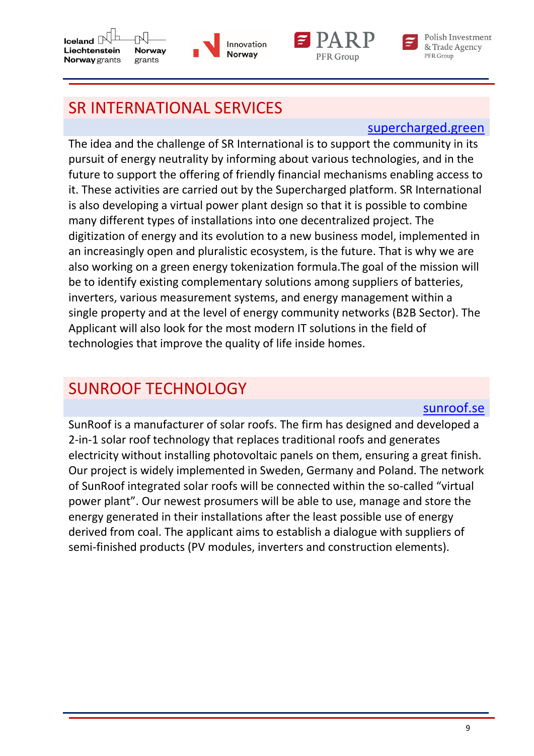## SR INTERNATIONAL SERVICES

supercharged.green

The idea and the challenge of SR International is to support the community in its pursuit of energy neutrality by informing about various technologies, and in the future to support the offering of friendly financial mechanisms enabling access to it. These activities are carried out by the Supercharged platform. SR International is also developing a virtual power plant design so that it is possible to combine many different types of installations into one decentralized project. The digitization of energy and its evolution to a new business model, implemented in an increasingly open and pluralistic ecosystem, is the future. That is why we are also working on a green energy tokenization formula.The goal of the mission will be to identify existing complementary solutions among suppliers of batteries, inverters, various measurement systems, and energy management within a single property and at the level of energy community networks (B2B Sector). The Applicant will also look for the most modern IT solutions in the field of technologies that improve the quality of life inside homes.

## SUNROOF TECHNOLOGY

sunroof.se

SunRoof is a manufacturer of solar roofs. The firm has designed and developed a 2-in-1 solar roof technology that replaces traditional roofs and generates electricity without installing photovoltaic panels on them, ensuring a great finish. Our project is widely implemented in Sweden, Germany and Poland. The network of SunRoof integrated solar roofs will be connected within the so-called “virtual power plant”. Our newest prosumers will be able to use, manage and store the energy generated in their installations after the least possible use of energy derived from coal. The applicant aims to establish a dialogue with suppliers of semi-finished products (PV modules, inverters and construction elements).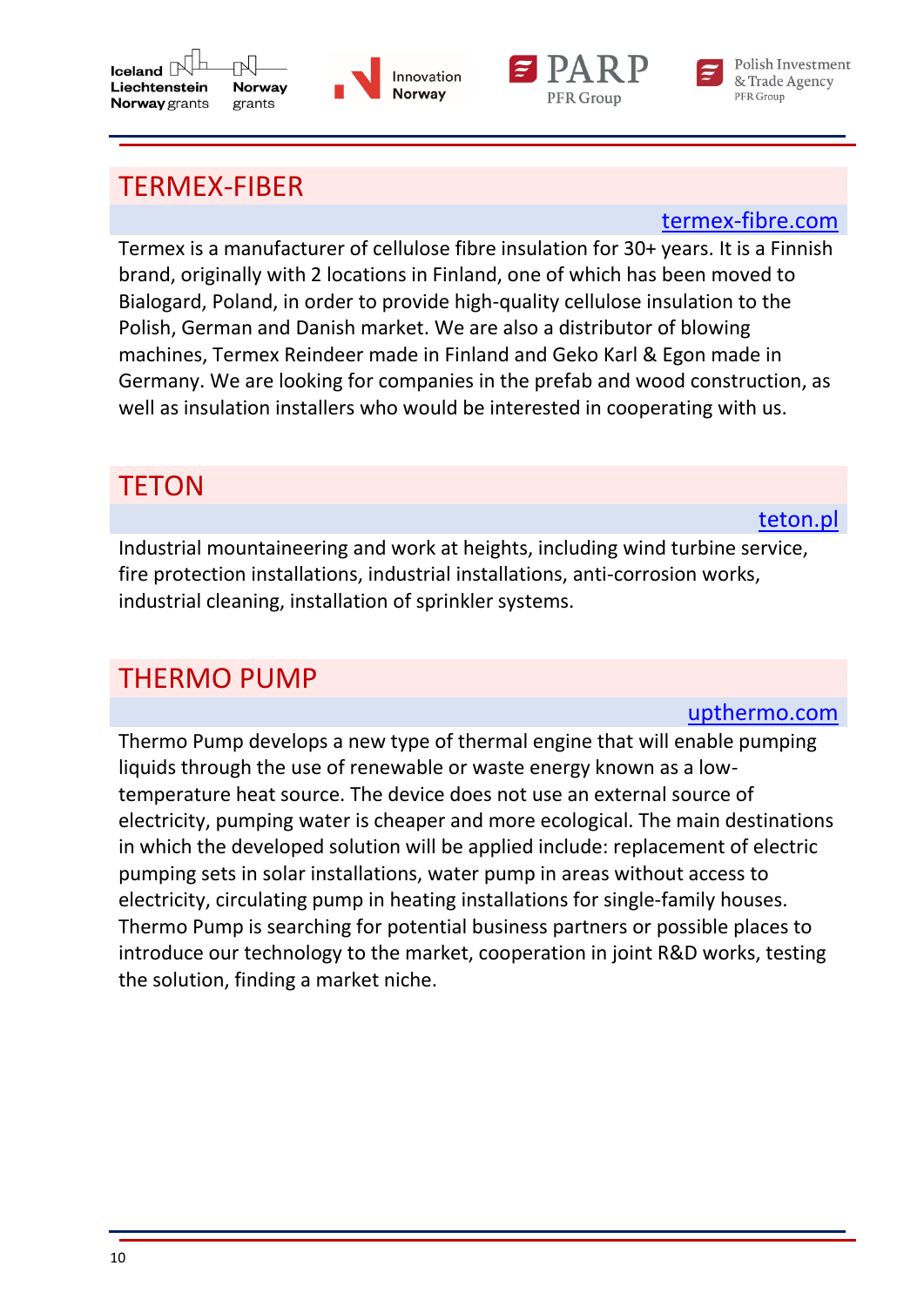## TERMEX-FIBER

termex-fibre.com

Termex is a manufacturer of cellulose fibre insulation for 30+ years. It is a Finnish brand, originally with 2 locations in Finland, one of which has been moved to Bialogard, Poland, in order to provide high-quality cellulose insulation to the Polish, German and Danish market. We are also a distributor of blowing machines, Termex Reindeer made in Finland and Geko Karl & Egon made in Germany. We are looking for companies in the prefab and wood construction, as well as insulation installers who would be interested in cooperating with us.

## TETON

teton.pl

Industrial mountaineering and work at heights, including wind turbine service, fire protection installations, industrial installations, anti-corrosion works, industrial cleaning, installation of sprinkler systems.

## THERMO PUMP

upthermo.com

Thermo Pump develops a new type of thermal engine that will enable pumping liquids through the use of renewable or waste energy known as a low-temperature heat source. The device does not use an external source of electricity, pumping water is cheaper and more ecological. The main destinations in which the developed solution will be applied include: replacement of electric pumping sets in solar installations, water pump in areas without access to electricity, circulating pump in heating installations for single-family houses. Thermo Pump is searching for potential business partners or possible places to introduce our technology to the market, cooperation in joint R&D works, testing the solution, finding a market niche.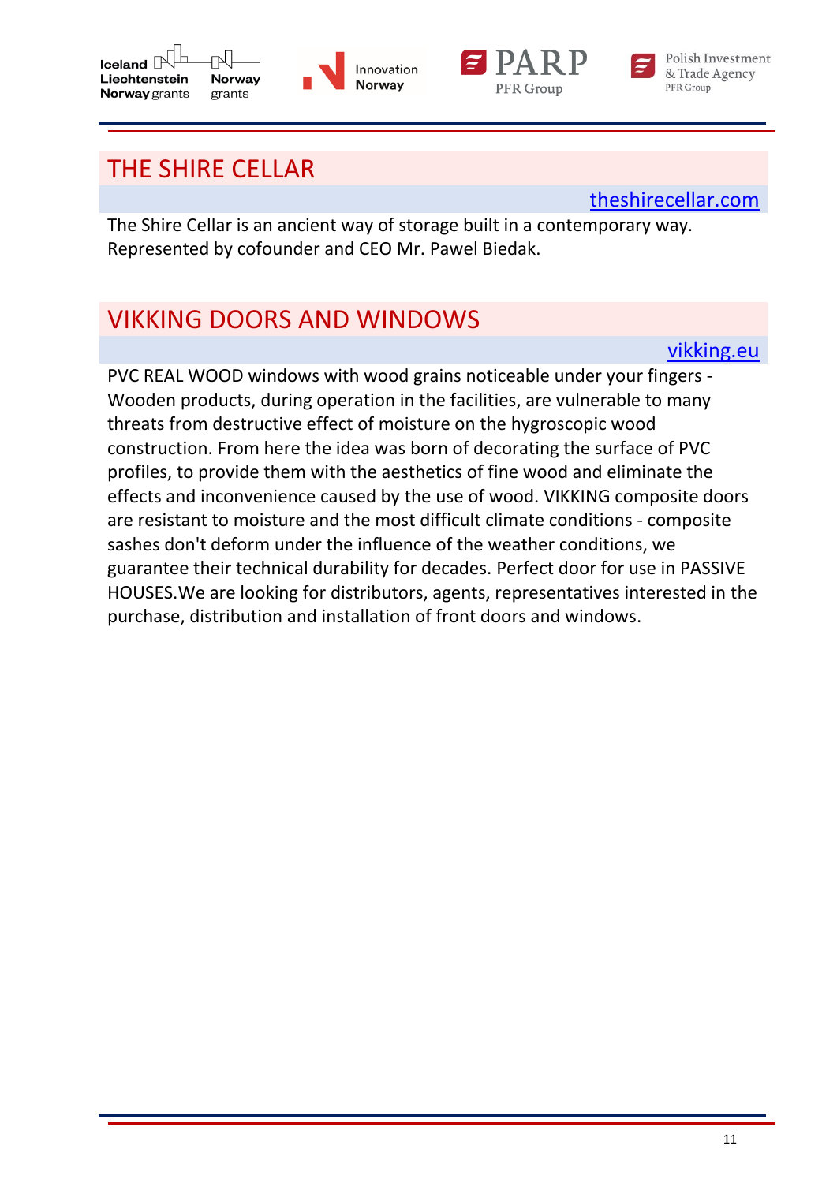## THE SHIRE CELLAR

theshirecellar.com

The Shire Cellar is an ancient way of storage built in a contemporary way. Represented by cofounder and CEO Mr. Pawel Biedak.

## VIKKING DOORS AND WINDOWS

vikking.eu

PVC REAL WOOD windows with wood grains noticeable under your fingers - Wooden products, during operation in the facilities, are vulnerable to many threats from destructive effect of moisture on the hygroscopic wood construction. From here the idea was born of decorating the surface of PVC profiles, to provide them with the aesthetics of fine wood and eliminate the effects and inconvenience caused by the use of wood. VIKKING composite doors are resistant to moisture and the most difficult climate conditions - composite sashes don't deform under the influence of the weather conditions, we guarantee their technical durability for decades. Perfect door for use in PASSIVE HOUSES.We are looking for distributors, agents, representatives interested in the purchase, distribution and installation of front doors and windows.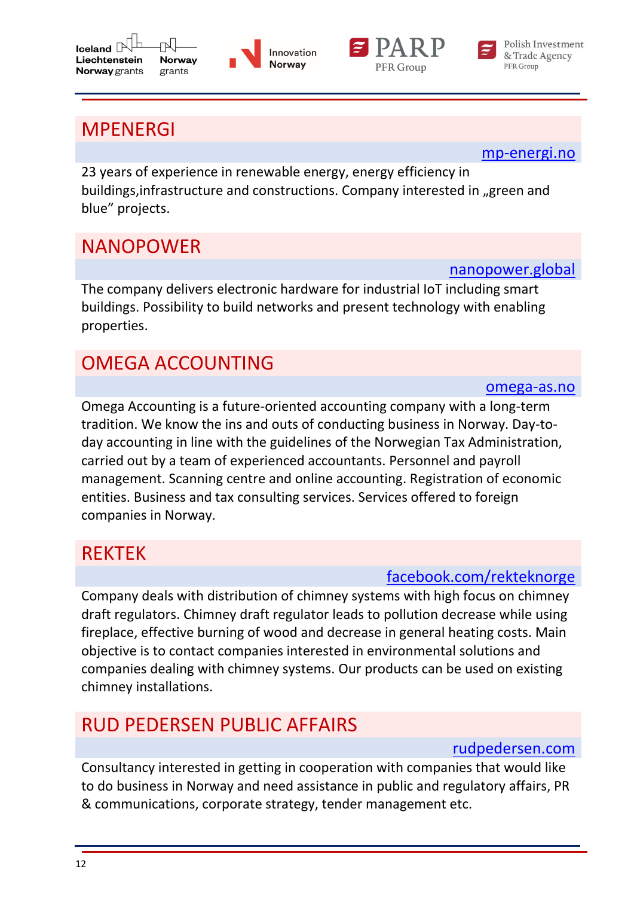## MPENERGI

mp-energi.no

23 years of experience in renewable energy, energy efficiency in buildings,infrastructure and constructions. Company interested in „green and blue" projects.

## NANOPOWER

nanopower.global

The company delivers electronic hardware for industrial IoT including smart buildings. Possibility to build networks and present technology with enabling properties.

## OMEGA ACCOUNTING

omega-as.no

Omega Accounting is a future-oriented accounting company with a long-term tradition. We know the ins and outs of conducting business in Norway. Day-to-day accounting in line with the guidelines of the Norwegian Tax Administration, carried out by a team of experienced accountants. Personnel and payroll management. Scanning centre and online accounting. Registration of economic entities. Business and tax consulting services. Services offered to foreign companies in Norway.

## REKTEK

facebook.com/rekteknorge

Company deals with distribution of chimney systems with high focus on chimney draft regulators. Chimney draft regulator leads to pollution decrease while using fireplace, effective burning of wood and decrease in general heating costs. Main objective is to contact companies interested in environmental solutions and companies dealing with chimney systems. Our products can be used on existing chimney installations.

## RUD PEDERSEN PUBLIC AFFAIRS

rudpedersen.com

Consultancy interested in getting in cooperation with companies that would like to do business in Norway and need assistance in public and regulatory affairs, PR & communications, corporate strategy, tender management etc.